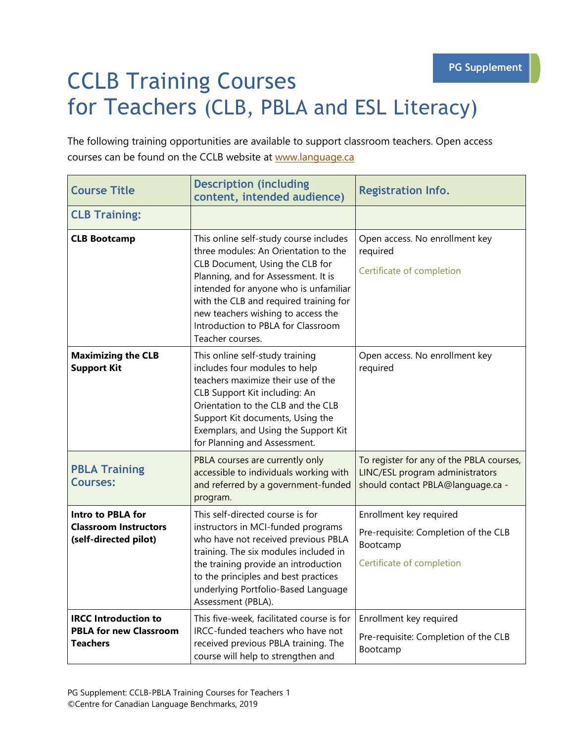PG Supplement

# CCLB Training Courses for Teachers (CLB, PBLA and ESL Literacy)

The following training opportunities are available to support classroom teachers. Open access courses can be found on the CCLB website at www.language.ca

| Course Title | Description (including content, intended audience) | Registration Info. |
|---|---|---|
| **CLB Training:** | | |
| **CLB Bootcamp** | This online self-study course includes three modules: An Orientation to the CLB Document, Using the CLB for Planning, and for Assessment. It is intended for anyone who is unfamiliar with the CLB and required training for new teachers wishing to access the Introduction to PBLA for Classroom Teacher courses. | Open access. No enrollment key required<br><br>Certificate of completion |
| **Maximizing the CLB Support Kit** | This online self-study training includes four modules to help teachers maximize their use of the CLB Support Kit including: An Orientation to the CLB and the CLB Support Kit documents, Using the Exemplars, and Using the Support Kit for Planning and Assessment. | Open access. No enrollment key required |
| **PBLA Training Courses:** | PBLA courses are currently only accessible to individuals working with and referred by a government-funded program. | To register for any of the PBLA courses, LINC/ESL program administrators should contact PBLA@language.ca - |
| **Intro to PBLA for Classroom Instructors (self-directed pilot)** | This self-directed course is for instructors in MCI-funded programs who have not received previous PBLA training. The six modules included in the training provide an introduction to the principles and best practices underlying Portfolio-Based Language Assessment (PBLA). | Enrollment key required<br><br>Pre-requisite: Completion of the CLB Bootcamp<br><br>Certificate of completion |
| **IRCC Introduction to PBLA for new Classroom Teachers** | This five-week, facilitated course is for IRCC-funded teachers who have not received previous PBLA training. The course will help to strengthen and | Enrollment key required<br><br>Pre-requisite: Completion of the CLB Bootcamp |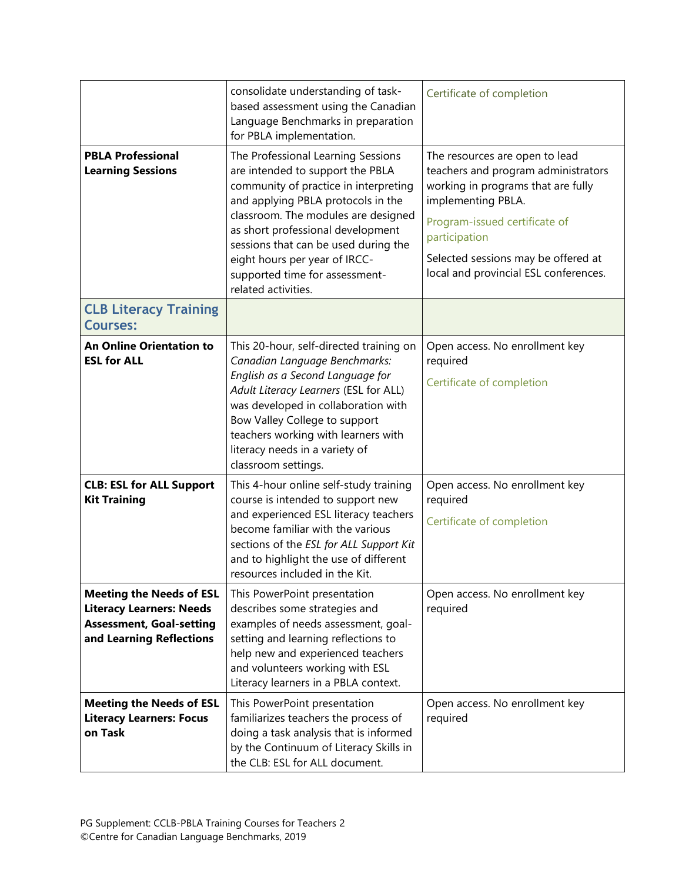| | | |
|---|---|---|
| | consolidate understanding of task-based assessment using the Canadian Language Benchmarks in preparation for PBLA implementation. | Certificate of completion |
| **PBLA Professional Learning Sessions** | The Professional Learning Sessions are intended to support the PBLA community of practice in interpreting and applying PBLA protocols in the classroom. The modules are designed as short professional development sessions that can be used during the eight hours per year of IRCC-supported time for assessment-related activities. | The resources are open to lead teachers and program administrators working in programs that are fully implementing PBLA.<br><br>Program-issued certificate of participation<br><br>Selected sessions may be offered at local and provincial ESL conferences. |
| **CLB Literacy Training Courses:** | | |
| **An Online Orientation to ESL for ALL** | This 20-hour, self-directed training on *Canadian Language Benchmarks: English as a Second Language for Adult Literacy Learners* (ESL for ALL) was developed in collaboration with Bow Valley College to support teachers working with learners with literacy needs in a variety of classroom settings. | Open access. No enrollment key required<br><br>Certificate of completion |
| **CLB: ESL for ALL Support Kit Training** | This 4-hour online self-study training course is intended to support new and experienced ESL literacy teachers become familiar with the various sections of the *ESL for ALL Support Kit* and to highlight the use of different resources included in the Kit. | Open access. No enrollment key required<br><br>Certificate of completion |
| **Meeting the Needs of ESL Literacy Learners: Needs Assessment, Goal-setting and Learning Reflections** | This PowerPoint presentation describes some strategies and examples of needs assessment, goal-setting and learning reflections to help new and experienced teachers and volunteers working with ESL Literacy learners in a PBLA context. | Open access. No enrollment key required |
| **Meeting the Needs of ESL Literacy Learners: Focus on Task** | This PowerPoint presentation familiarizes teachers the process of doing a task analysis that is informed by the Continuum of Literacy Skills in the CLB: ESL for ALL document. | Open access. No enrollment key required |